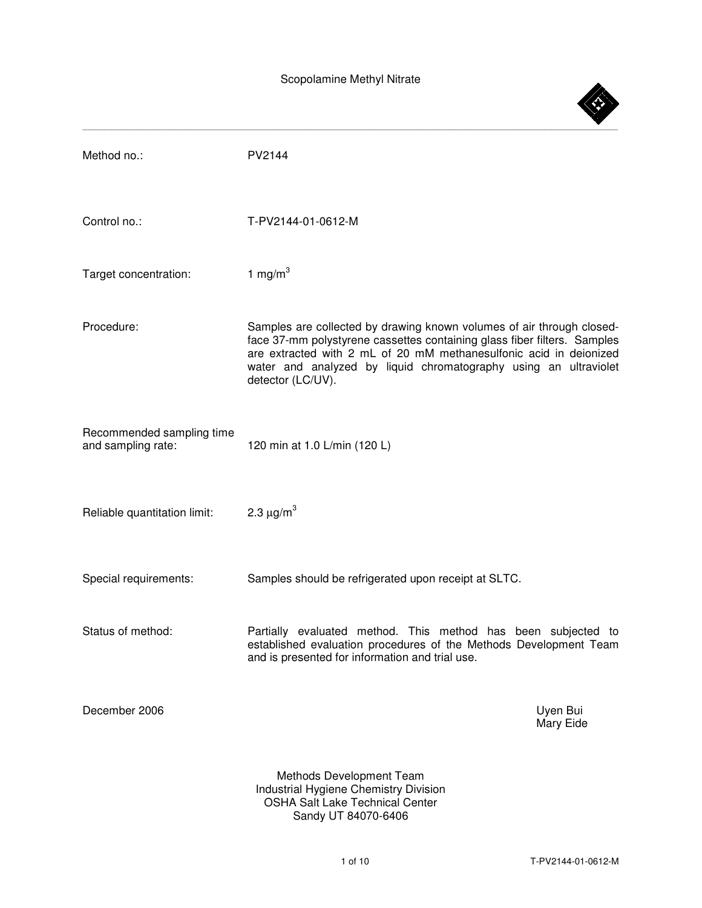# Scopolamine Methyl Nitrate

---

| | |
|---|---|
| Method no.: | PV2144 |
| Control no.: | T-PV2144-01-0612-M |
| Target concentration: | 1 mg/m$^3$ |
| Procedure: | Samples are collected by drawing known volumes of air through closed-face 37-mm polystyrene cassettes containing glass fiber filters. Samples are extracted with 2 mL of 20 mM methanesulfonic acid in deionized water and analyzed by liquid chromatography using an ultraviolet detector (LC/UV). |
| Recommended sampling time and sampling rate: | 120 min at 1.0 L/min (120 L) |
| Reliable quantitation limit: | 2.3 µg/m$^3$ |
| Special requirements: | Samples should be refrigerated upon receipt at SLTC. |
| Status of method: | Partially evaluated method. This method has been subjected to established evaluation procedures of the Methods Development Team and is presented for information and trial use. |

December 2006

Uyen Bui
Mary Eide

Methods Development Team
Industrial Hygiene Chemistry Division
OSHA Salt Lake Technical Center
Sandy UT 84070-6406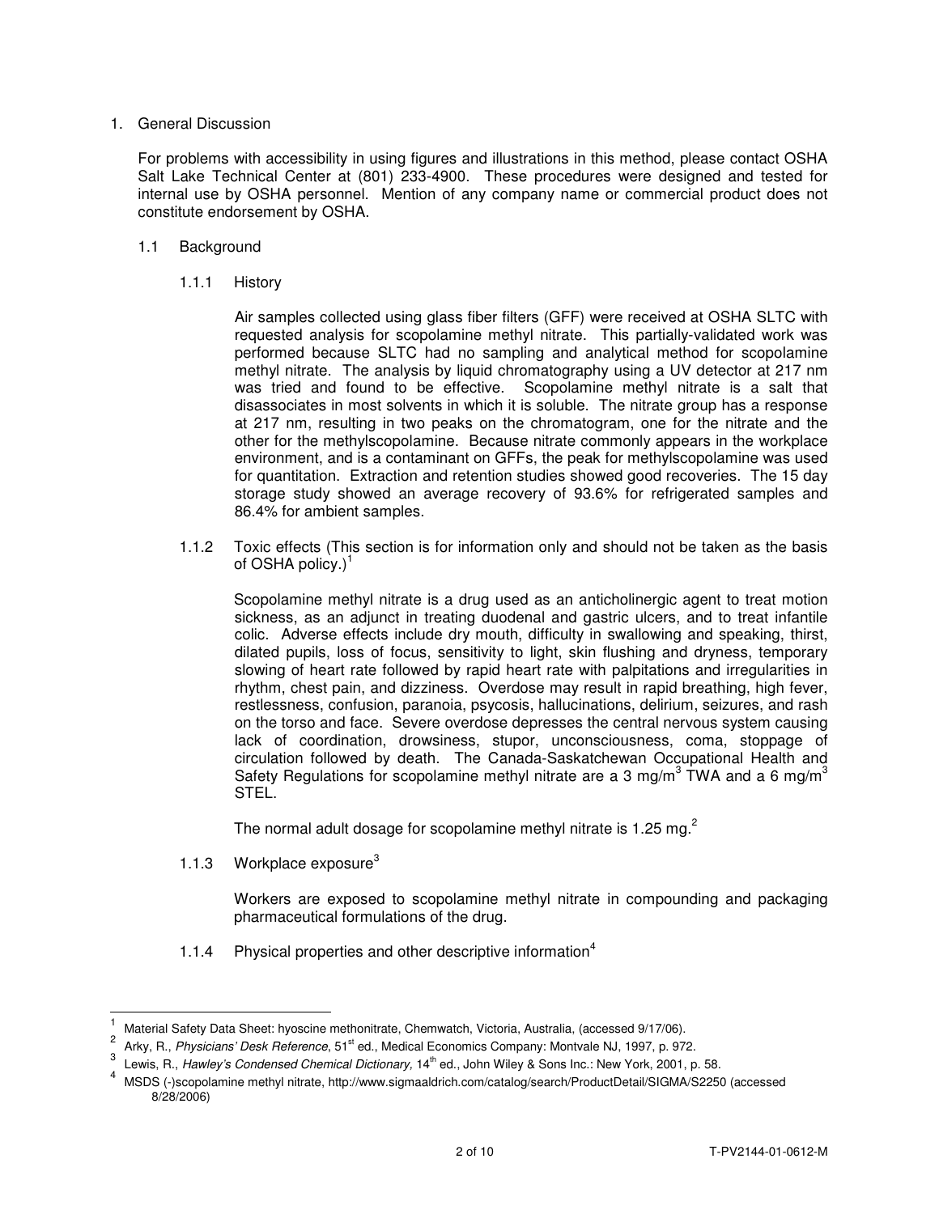## 1. General Discussion

For problems with accessibility in using figures and illustrations in this method, please contact OSHA Salt Lake Technical Center at (801) 233-4900. These procedures were designed and tested for internal use by OSHA personnel. Mention of any company name or commercial product does not constitute endorsement by OSHA.

### 1.1 Background

#### 1.1.1 History

Air samples collected using glass fiber filters (GFF) were received at OSHA SLTC with requested analysis for scopolamine methyl nitrate. This partially-validated work was performed because SLTC had no sampling and analytical method for scopolamine methyl nitrate. The analysis by liquid chromatography using a UV detector at 217 nm was tried and found to be effective. Scopolamine methyl nitrate is a salt that disassociates in most solvents in which it is soluble. The nitrate group has a response at 217 nm, resulting in two peaks on the chromatogram, one for the nitrate and the other for the methylscopolamine. Because nitrate commonly appears in the workplace environment, and is a contaminant on GFFs, the peak for methylscopolamine was used for quantitation. Extraction and retention studies showed good recoveries. The 15 day storage study showed an average recovery of 93.6% for refrigerated samples and 86.4% for ambient samples.

#### 1.1.2 Toxic effects (This section is for information only and should not be taken as the basis of OSHA policy.)[1]

Scopolamine methyl nitrate is a drug used as an anticholinergic agent to treat motion sickness, as an adjunct in treating duodenal and gastric ulcers, and to treat infantile colic. Adverse effects include dry mouth, difficulty in swallowing and speaking, thirst, dilated pupils, loss of focus, sensitivity to light, skin flushing and dryness, temporary slowing of heart rate followed by rapid heart rate with palpitations and irregularities in rhythm, chest pain, and dizziness. Overdose may result in rapid breathing, high fever, restlessness, confusion, paranoia, psycosis, hallucinations, delirium, seizures, and rash on the torso and face. Severe overdose depresses the central nervous system causing lack of coordination, drowsiness, stupor, unconsciousness, coma, stoppage of circulation followed by death. The Canada-Saskatchewan Occupational Health and Safety Regulations for scopolamine methyl nitrate are a 3 mg/m$^3$ TWA and a 6 mg/m$^3$ STEL.

The normal adult dosage for scopolamine methyl nitrate is 1.25 mg.[2]

#### 1.1.3 Workplace exposure[3]

Workers are exposed to scopolamine methyl nitrate in compounding and packaging pharmaceutical formulations of the drug.

#### 1.1.4 Physical properties and other descriptive information[4]

---

[1] Material Safety Data Sheet: hyoscine methonitrate, Chemwatch, Victoria, Australia, (accessed 9/17/06).

[2] Arky, R., *Physicians' Desk Reference*, 51st ed., Medical Economics Company: Montvale NJ, 1997, p. 972.

[3] Lewis, R., *Hawley's Condensed Chemical Dictionary,* 14th ed., John Wiley & Sons Inc.: New York, 2001, p. 58.

[4] MSDS (-)scopolamine methyl nitrate, http://www.sigmaaldrich.com/catalog/search/ProductDetail/SIGMA/S2250 (accessed 8/28/2006)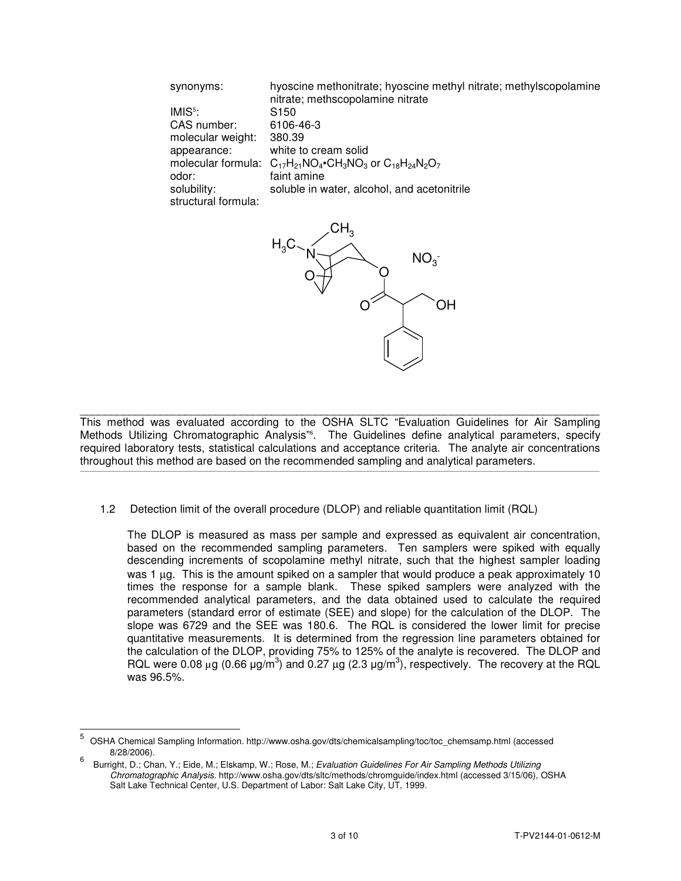| | |
|---|---|
| synonyms: | hyoscine methonitrate; hyoscine methyl nitrate; methylscopolamine nitrate; methscopolamine nitrate |
| IMIS[5]: | S150 |
| CAS number: | 6106-46-3 |
| molecular weight: | 380.39 |
| appearance: | white to cream solid |
| molecular formula: | $C_{17}H_{21}NO_4 \cdot CH_3NO_3$ or $C_{18}H_{24}N_2O_7$ |
| odor: | faint amine |
| solubility: | soluble in water, alcohol, and acetonitrile |
| structural formula: | |

This method was evaluated according to the OSHA SLTC "Evaluation Guidelines for Air Sampling Methods Utilizing Chromatographic Analysis"[6]. The Guidelines define analytical parameters, specify required laboratory tests, statistical calculations and acceptance criteria. The analyte air concentrations throughout this method are based on the recommended sampling and analytical parameters.

### 1.2 Detection limit of the overall procedure (DLOP) and reliable quantitation limit (RQL)

The DLOP is measured as mass per sample and expressed as equivalent air concentration, based on the recommended sampling parameters. Ten samplers were spiked with equally descending increments of scopolamine methyl nitrate, such that the highest sampler loading was 1 µg. This is the amount spiked on a sampler that would produce a peak approximately 10 times the response for a sample blank. These spiked samplers were analyzed with the recommended analytical parameters, and the data obtained used to calculate the required parameters (standard error of estimate (SEE) and slope) for the calculation of the DLOP. The slope was 6729 and the SEE was 180.6. The RQL is considered the lower limit for precise quantitative measurements. It is determined from the regression line parameters obtained for the calculation of the DLOP, providing 75% to 125% of the analyte is recovered. The DLOP and RQL were 0.08 µg (0.66 µg/m$^3$) and 0.27 µg (2.3 µg/m$^3$), respectively. The recovery at the RQL was 96.5%.

---

[5] OSHA Chemical Sampling Information. http://www.osha.gov/dts/chemicalsampling/toc/toc_chemsamp.html (accessed 8/28/2006).

[6] Burright, D.; Chan, Y.; Eide, M.; Elskamp, W.; Rose, M.; *Evaluation Guidelines For Air Sampling Methods Utilizing Chromatographic Analysis.* http://www.osha.gov/dts/sltc/methods/chromguide/index.html (accessed 3/15/06), OSHA Salt Lake Technical Center, U.S. Department of Labor: Salt Lake City, UT, 1999.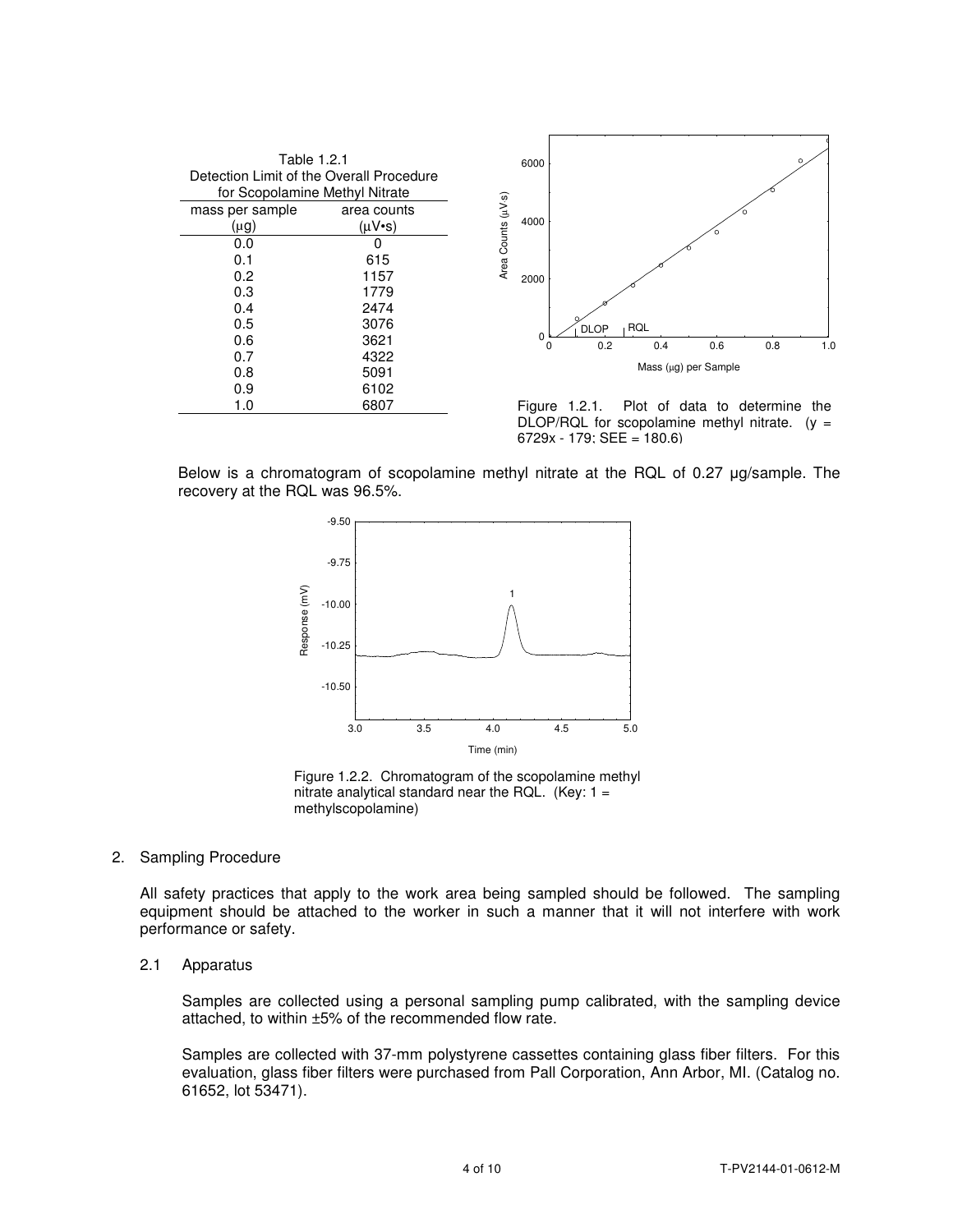Table 1.2.1
Detection Limit of the Overall Procedure for Scopolamine Methyl Nitrate

| mass per sample (μg) | area counts (μV•s) |
|---|---|
| 0.0 | 0 |
| 0.1 | 615 |
| 0.2 | 1157 |
| 0.3 | 1779 |
| 0.4 | 2474 |
| 0.5 | 3076 |
| 0.6 | 3621 |
| 0.7 | 4322 |
| 0.8 | 5091 |
| 0.9 | 6102 |
| 1.0 | 6807 |

Figure 1.2.1. Plot of data to determine the DLOP/RQL for scopolamine methyl nitrate. ($y = 6729x - 179$; SEE = 180.6)

Below is a chromatogram of scopolamine methyl nitrate at the RQL of 0.27 μg/sample. The recovery at the RQL was 96.5%.

Figure 1.2.2. Chromatogram of the scopolamine methyl nitrate analytical standard near the RQL. (Key: 1 = methylscopolamine)

2. Sampling Procedure

All safety practices that apply to the work area being sampled should be followed. The sampling equipment should be attached to the worker in such a manner that it will not interfere with work performance or safety.

2.1 Apparatus

Samples are collected using a personal sampling pump calibrated, with the sampling device attached, to within ±5% of the recommended flow rate.

Samples are collected with 37-mm polystyrene cassettes containing glass fiber filters. For this evaluation, glass fiber filters were purchased from Pall Corporation, Ann Arbor, MI. (Catalog no. 61652, lot 53471).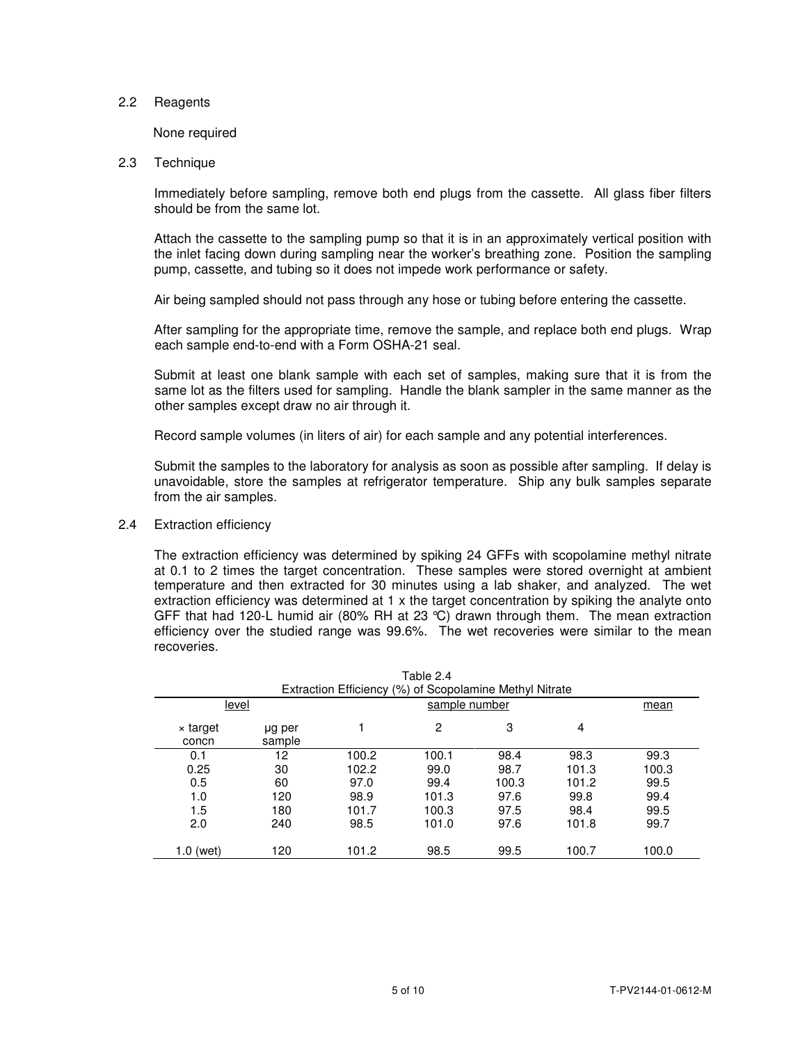## 2.2 Reagents

None required

## 2.3 Technique

Immediately before sampling, remove both end plugs from the cassette. All glass fiber filters should be from the same lot.

Attach the cassette to the sampling pump so that it is in an approximately vertical position with the inlet facing down during sampling near the worker's breathing zone. Position the sampling pump, cassette, and tubing so it does not impede work performance or safety.

Air being sampled should not pass through any hose or tubing before entering the cassette.

After sampling for the appropriate time, remove the sample, and replace both end plugs. Wrap each sample end-to-end with a Form OSHA-21 seal.

Submit at least one blank sample with each set of samples, making sure that it is from the same lot as the filters used for sampling. Handle the blank sampler in the same manner as the other samples except draw no air through it.

Record sample volumes (in liters of air) for each sample and any potential interferences.

Submit the samples to the laboratory for analysis as soon as possible after sampling. If delay is unavoidable, store the samples at refrigerator temperature. Ship any bulk samples separate from the air samples.

## 2.4 Extraction efficiency

The extraction efficiency was determined by spiking 24 GFFs with scopolamine methyl nitrate at 0.1 to 2 times the target concentration. These samples were stored overnight at ambient temperature and then extracted for 30 minutes using a lab shaker, and analyzed. The wet extraction efficiency was determined at 1 x the target concentration by spiking the analyte onto GFF that had 120-L humid air (80% RH at 23 °C) drawn through them. The mean extraction efficiency over the studied range was 99.6%. The wet recoveries were similar to the mean recoveries.

Table 2.4
Extraction Efficiency (%) of Scopolamine Methyl Nitrate

| level | | sample number | | | | mean |
|---|---|---|---|---|---|---|
| × target concn | µg per sample | 1 | 2 | 3 | 4 | |
| 0.1 | 12 | 100.2 | 100.1 | 98.4 | 98.3 | 99.3 |
| 0.25 | 30 | 102.2 | 99.0 | 98.7 | 101.3 | 100.3 |
| 0.5 | 60 | 97.0 | 99.4 | 100.3 | 101.2 | 99.5 |
| 1.0 | 120 | 98.9 | 101.3 | 97.6 | 99.8 | 99.4 |
| 1.5 | 180 | 101.7 | 100.3 | 97.5 | 98.4 | 99.5 |
| 2.0 | 240 | 98.5 | 101.0 | 97.6 | 101.8 | 99.7 |
| 1.0 (wet) | 120 | 101.2 | 98.5 | 99.5 | 100.7 | 100.0 |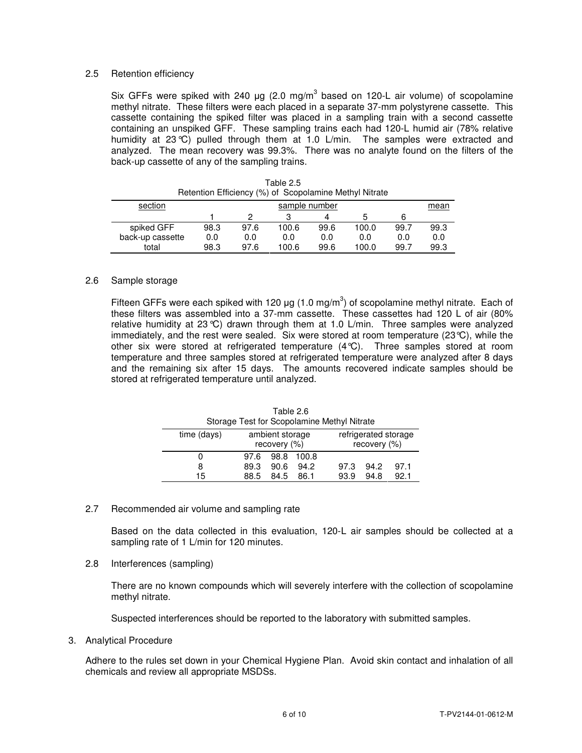2.5 Retention efficiency

Six GFFs were spiked with 240 µg (2.0 mg/m$^3$ based on 120-L air volume) of scopolamine methyl nitrate. These filters were each placed in a separate 37-mm polystyrene cassette. This cassette containing the spiked filter was placed in a sampling train with a second cassette containing an unspiked GFF. These sampling trains each had 120-L humid air (78% relative humidity at 23 °C) pulled through them at 1.0 L/min. The samples were extracted and analyzed. The mean recovery was 99.3%. There was no analyte found on the filters of the back-up cassette of any of the sampling trains.

Table 2.5
Retention Efficiency (%) of Scopolamine Methyl Nitrate

| section | sample number | | | | | | mean |
|---|---|---|---|---|---|---|---|
| | 1 | 2 | 3 | 4 | 5 | 6 | |
| spiked GFF | 98.3 | 97.6 | 100.6 | 99.6 | 100.0 | 99.7 | 99.3 |
| back-up cassette | 0.0 | 0.0 | 0.0 | 0.0 | 0.0 | 0.0 | 0.0 |
| total | 98.3 | 97.6 | 100.6 | 99.6 | 100.0 | 99.7 | 99.3 |

2.6 Sample storage

Fifteen GFFs were each spiked with 120 µg (1.0 mg/m$^3$) of scopolamine methyl nitrate. Each of these filters was assembled into a 37-mm cassette. These cassettes had 120 L of air (80% relative humidity at 23 °C) drawn through them at 1.0 L/min. Three samples were analyzed immediately, and the rest were sealed. Six were stored at room temperature (23 °C), while the other six were stored at refrigerated temperature (4 °C). Three samples stored at room temperature and three samples stored at refrigerated temperature were analyzed after 8 days and the remaining six after 15 days. The amounts recovered indicate samples should be stored at refrigerated temperature until analyzed.

Table 2.6
Storage Test for Scopolamine Methyl Nitrate

| time (days) | ambient storage recovery (%) | | | refrigerated storage recovery (%) | | |
|---|---|---|---|---|---|---|
| 0 | 97.6 | 98.8 | 100.8 | | | |
| 8 | 89.3 | 90.6 | 94.2 | 97.3 | 94.2 | 97.1 |
| 15 | 88.5 | 84.5 | 86.1 | 93.9 | 94.8 | 92.1 |

2.7 Recommended air volume and sampling rate

Based on the data collected in this evaluation, 120-L air samples should be collected at a sampling rate of 1 L/min for 120 minutes.

2.8 Interferences (sampling)

There are no known compounds which will severely interfere with the collection of scopolamine methyl nitrate.

Suspected interferences should be reported to the laboratory with submitted samples.

3. Analytical Procedure

Adhere to the rules set down in your Chemical Hygiene Plan. Avoid skin contact and inhalation of all chemicals and review all appropriate MSDSs.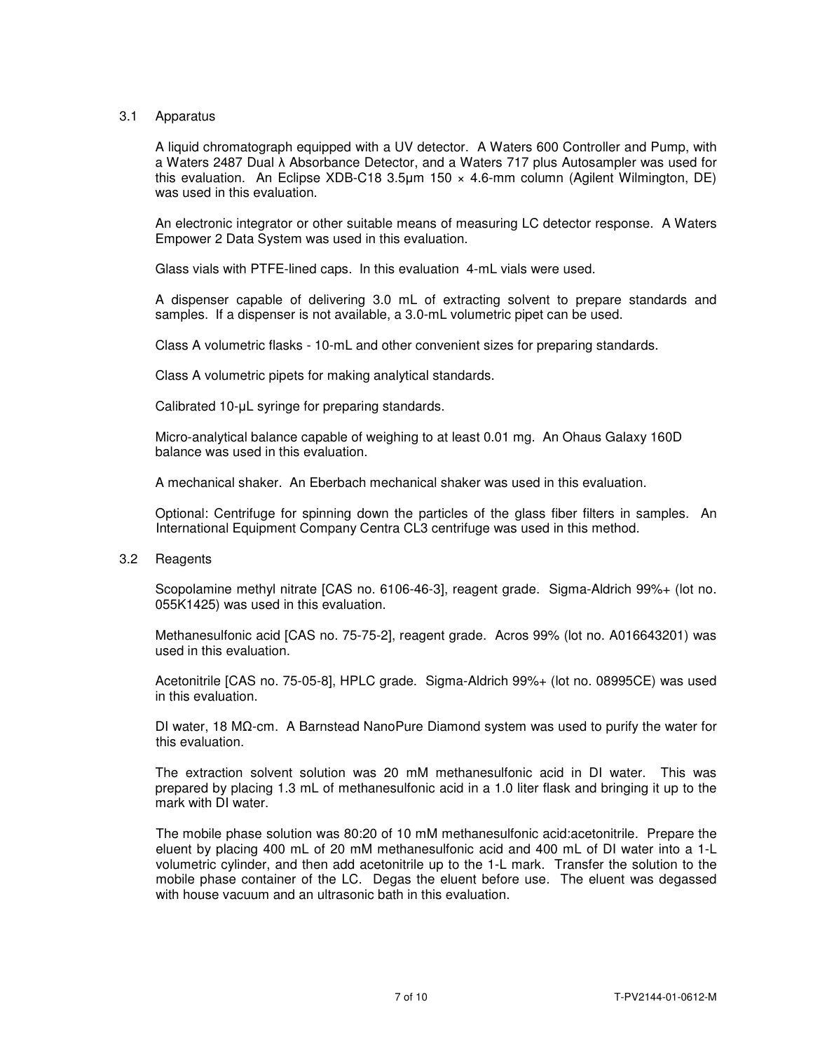### 3.1 Apparatus

A liquid chromatograph equipped with a UV detector. A Waters 600 Controller and Pump, with a Waters 2487 Dual λ Absorbance Detector, and a Waters 717 plus Autosampler was used for this evaluation. An Eclipse XDB-C18 3.5µm 150 × 4.6-mm column (Agilent Wilmington, DE) was used in this evaluation.

An electronic integrator or other suitable means of measuring LC detector response. A Waters Empower 2 Data System was used in this evaluation.

Glass vials with PTFE-lined caps. In this evaluation 4-mL vials were used.

A dispenser capable of delivering 3.0 mL of extracting solvent to prepare standards and samples. If a dispenser is not available, a 3.0-mL volumetric pipet can be used.

Class A volumetric flasks - 10-mL and other convenient sizes for preparing standards.

Class A volumetric pipets for making analytical standards.

Calibrated 10-µL syringe for preparing standards.

Micro-analytical balance capable of weighing to at least 0.01 mg. An Ohaus Galaxy 160D balance was used in this evaluation.

A mechanical shaker. An Eberbach mechanical shaker was used in this evaluation.

Optional: Centrifuge for spinning down the particles of the glass fiber filters in samples. An International Equipment Company Centra CL3 centrifuge was used in this method.

### 3.2 Reagents

Scopolamine methyl nitrate [CAS no. 6106-46-3], reagent grade. Sigma-Aldrich 99%+ (lot no. 055K1425) was used in this evaluation.

Methanesulfonic acid [CAS no. 75-75-2], reagent grade. Acros 99% (lot no. A016643201) was used in this evaluation.

Acetonitrile [CAS no. 75-05-8], HPLC grade. Sigma-Aldrich 99%+ (lot no. 08995CE) was used in this evaluation.

DI water, 18 MΩ-cm. A Barnstead NanoPure Diamond system was used to purify the water for this evaluation.

The extraction solvent solution was 20 mM methanesulfonic acid in DI water. This was prepared by placing 1.3 mL of methanesulfonic acid in a 1.0 liter flask and bringing it up to the mark with DI water.

The mobile phase solution was 80:20 of 10 mM methanesulfonic acid:acetonitrile. Prepare the eluent by placing 400 mL of 20 mM methanesulfonic acid and 400 mL of DI water into a 1-L volumetric cylinder, and then add acetonitrile up to the 1-L mark. Transfer the solution to the mobile phase container of the LC. Degas the eluent before use. The eluent was degassed with house vacuum and an ultrasonic bath in this evaluation.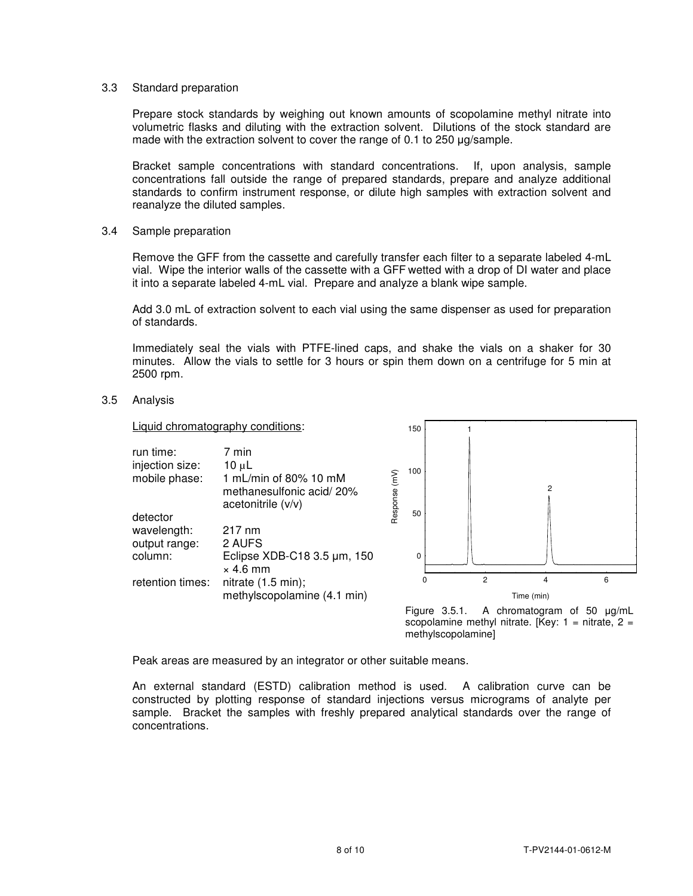### 3.3 Standard preparation

Prepare stock standards by weighing out known amounts of scopolamine methyl nitrate into volumetric flasks and diluting with the extraction solvent. Dilutions of the stock standard are made with the extraction solvent to cover the range of 0.1 to 250 µg/sample.

Bracket sample concentrations with standard concentrations. If, upon analysis, sample concentrations fall outside the range of prepared standards, prepare and analyze additional standards to confirm instrument response, or dilute high samples with extraction solvent and reanalyze the diluted samples.

### 3.4 Sample preparation

Remove the GFF from the cassette and carefully transfer each filter to a separate labeled 4-mL vial. Wipe the interior walls of the cassette with a GFF wetted with a drop of DI water and place it into a separate labeled 4-mL vial. Prepare and analyze a blank wipe sample.

Add 3.0 mL of extraction solvent to each vial using the same dispenser as used for preparation of standards.

Immediately seal the vials with PTFE-lined caps, and shake the vials on a shaker for 30 minutes. Allow the vials to settle for 3 hours or spin them down on a centrifuge for 5 min at 2500 rpm.

### 3.5 Analysis

Liquid chromatography conditions:

| | |
|---|---|
| run time: | 7 min |
| injection size: | 10 µL |
| mobile phase: | 1 mL/min of 80% 10 mM methanesulfonic acid/ 20% acetonitrile (v/v) |
| detector wavelength: | 217 nm |
| output range: | 2 AUFS |
| column: | Eclipse XDB-C18 3.5 µm, 150 × 4.6 mm |
| retention times: | nitrate (1.5 min); methylscopolamine (4.1 min) |

Figure 3.5.1. A chromatogram of 50 µg/mL scopolamine methyl nitrate. [Key: 1 = nitrate, 2 = methylscopolamine]

Peak areas are measured by an integrator or other suitable means.

An external standard (ESTD) calibration method is used. A calibration curve can be constructed by plotting response of standard injections versus micrograms of analyte per sample. Bracket the samples with freshly prepared analytical standards over the range of concentrations.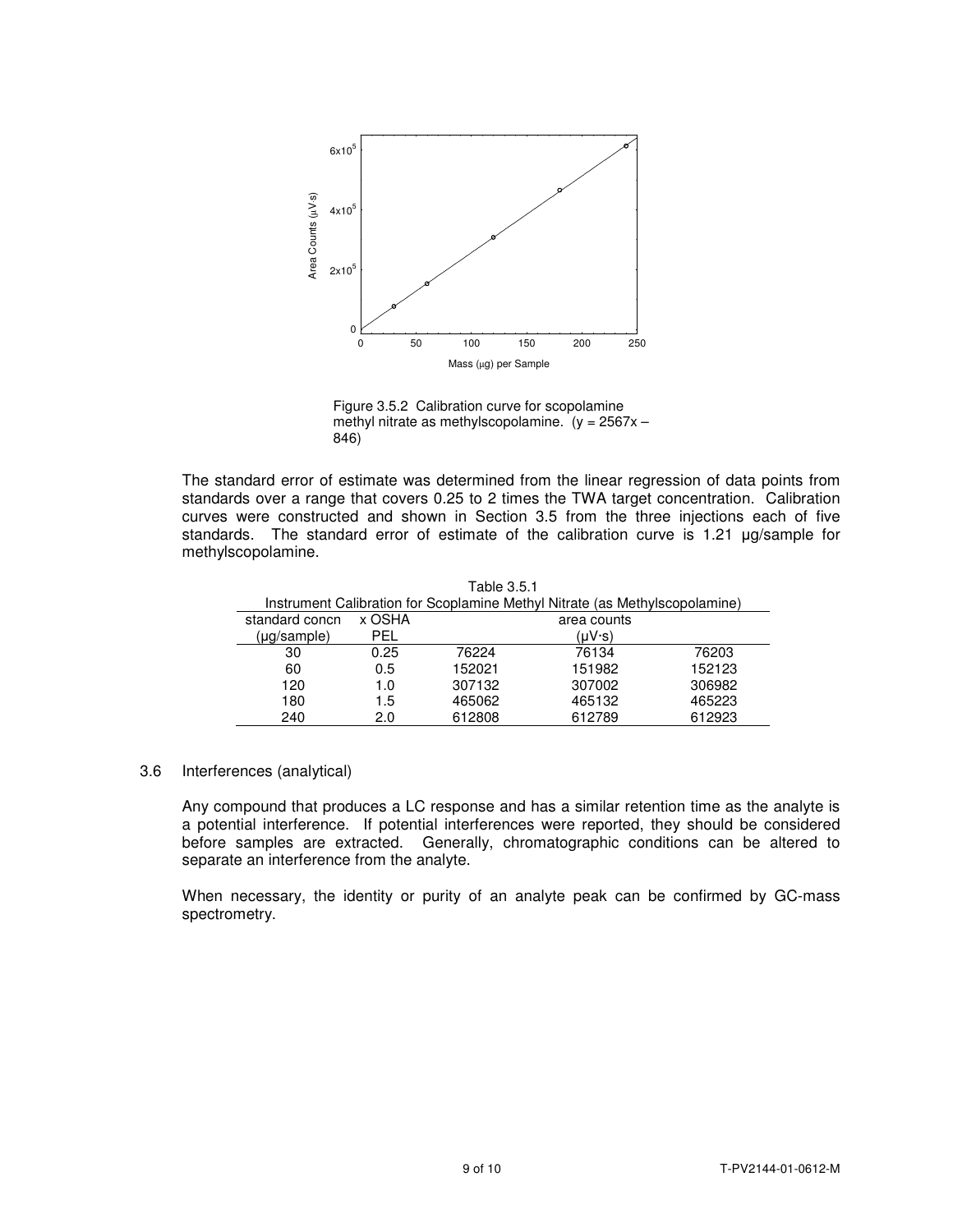Figure 3.5.2 Calibration curve for scopolamine methyl nitrate as methylscopolamine. ($y = 2567x - 846$)

The standard error of estimate was determined from the linear regression of data points from standards over a range that covers 0.25 to 2 times the TWA target concentration. Calibration curves were constructed and shown in Section 3.5 from the three injections each of five standards. The standard error of estimate of the calibration curve is 1.21 µg/sample for methylscopolamine.

Table 3.5.1
Instrument Calibration for Scoplamine Methyl Nitrate (as Methylscopolamine)

| standard concn (µg/sample) | x OSHA PEL | area counts (µV·s) | | |
|---|---|---|---|---|
| 30 | 0.25 | 76224 | 76134 | 76203 |
| 60 | 0.5 | 152021 | 151982 | 152123 |
| 120 | 1.0 | 307132 | 307002 | 306982 |
| 180 | 1.5 | 465062 | 465132 | 465223 |
| 240 | 2.0 | 612808 | 612789 | 612923 |

## 3.6 Interferences (analytical)

Any compound that produces a LC response and has a similar retention time as the analyte is a potential interference. If potential interferences were reported, they should be considered before samples are extracted. Generally, chromatographic conditions can be altered to separate an interference from the analyte.

When necessary, the identity or purity of an analyte peak can be confirmed by GC-mass spectrometry.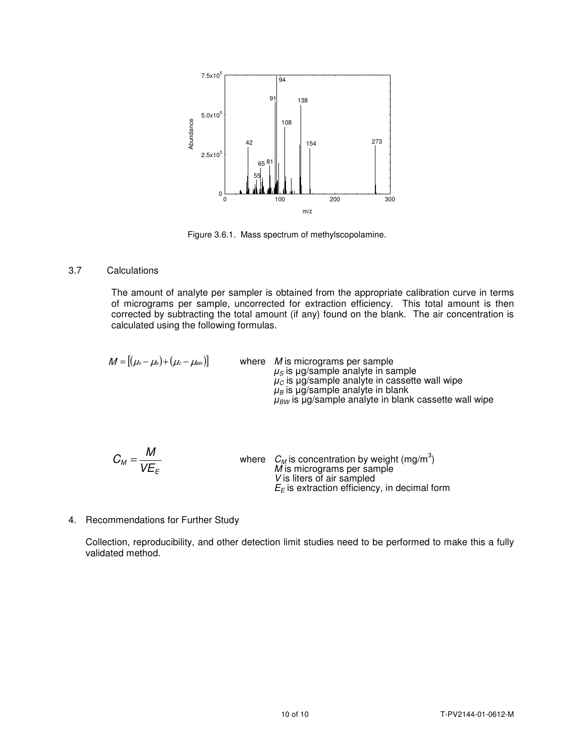7.5x10$^5$
5.0x10$^5$
2.5x10$^5$
0
Abundance
0
100
200
300
m/z
94
91
138
108
42
154
273
65
81
55

Figure 3.6.1. Mass spectrum of methylscopolamine.

## 3.7 Calculations

The amount of analyte per sampler is obtained from the appropriate calibration curve in terms of micrograms per sample, uncorrected for extraction efficiency. This total amount is then corrected by subtracting the total amount (if any) found on the blank. The air concentration is calculated using the following formulas.

$$M = [(\mu_S - \mu_B) + (\mu_C - \mu_{BW})]$$

where $M$ is micrograms per sample
$\mu_S$ is µg/sample analyte in sample
$\mu_C$ is µg/sample analyte in cassette wall wipe
$\mu_B$ is µg/sample analyte in blank
$\mu_{BW}$ is µg/sample analyte in blank cassette wall wipe

$$C_M = \frac{M}{VE_E}$$

where $C_M$ is concentration by weight (mg/m$^3$)
$M$ is micrograms per sample
$V$ is liters of air sampled
$E_E$ is extraction efficiency, in decimal form

# 4. Recommendations for Further Study

Collection, reproducibility, and other detection limit studies need to be performed to make this a fully validated method.